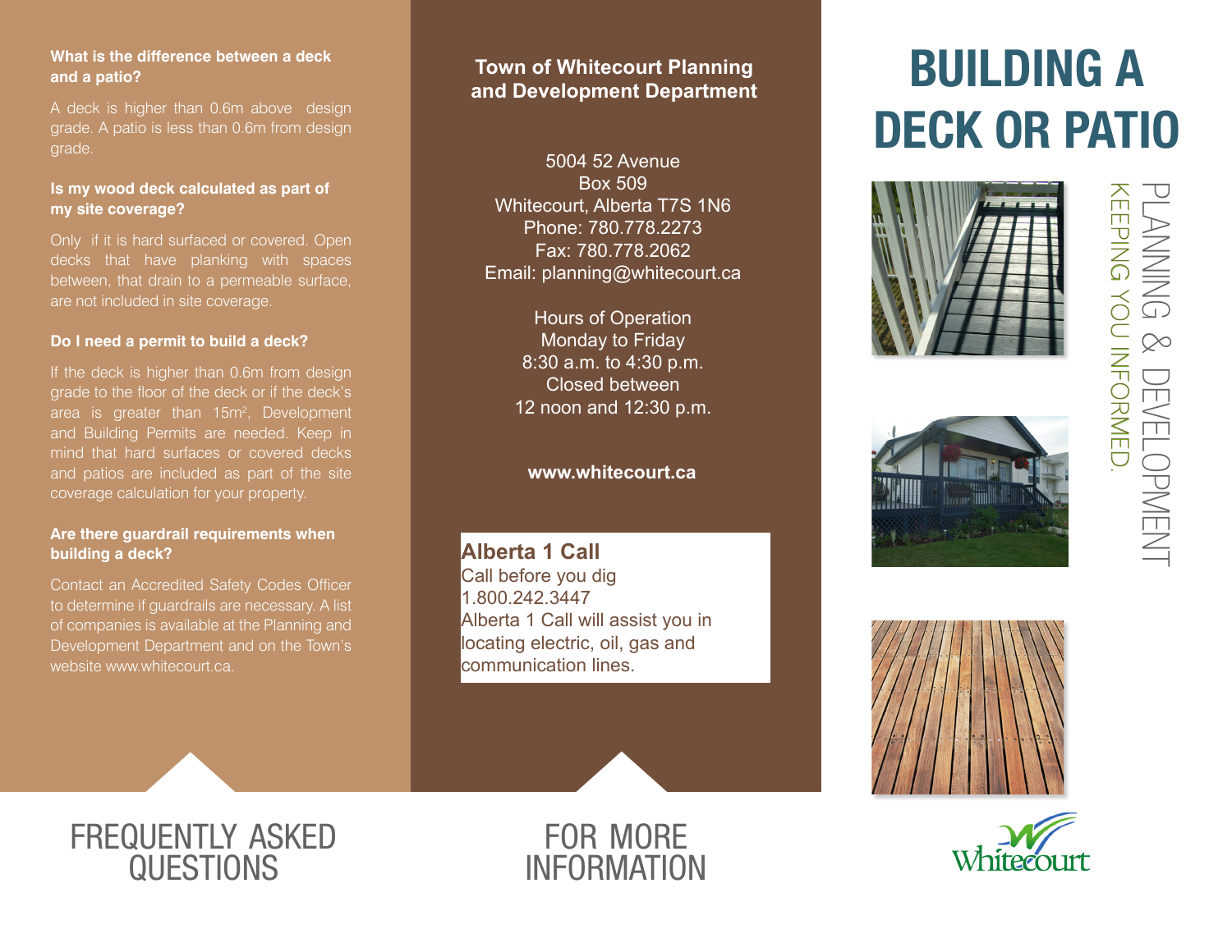# BUILDING A DECK OR PATIO

PLANNING & DEVELOPMENT

KEEPING YOU INFORMED.

Whitecourt

## FREQUENTLY ASKED QUESTIONS

**What is the difference between a deck and a patio?**

A deck is higher than 0.6m above design grade. A patio is less than 0.6m from design grade.

**Is my wood deck calculated as part of my site coverage?**

Only if it is hard surfaced or covered. Open decks that have planking with spaces between, that drain to a permeable surface, are not included in site coverage.

**Do I need a permit to build a deck?**

If the deck is higher than 0.6m from design grade to the floor of the deck or if the deck's area is greater than $15m^2$, Development and Building Permits are needed. Keep in mind that hard surfaces or covered decks and patios are included as part of the site coverage calculation for your property.

**Are there guardrail requirements when building a deck?**

Contact an Accredited Safety Codes Officer to determine if guardrails are necessary. A list of companies is available at the Planning and Development Department and on the Town's website www.whitecourt.ca.

## FOR MORE INFORMATION

**Town of Whitecourt Planning and Development Department**

5004 52 Avenue
Box 509
Whitecourt, Alberta T7S 1N6
Phone: 780.778.2273
Fax: 780.778.2062
Email: planning@whitecourt.ca

Hours of Operation
Monday to Friday
8:30 a.m. to 4:30 p.m.
Closed between
12 noon and 12:30 p.m.

**www.whitecourt.ca**

**Alberta 1 Call**
Call before you dig
1.800.242.3447
Alberta 1 Call will assist you in locating electric, oil, gas and communication lines.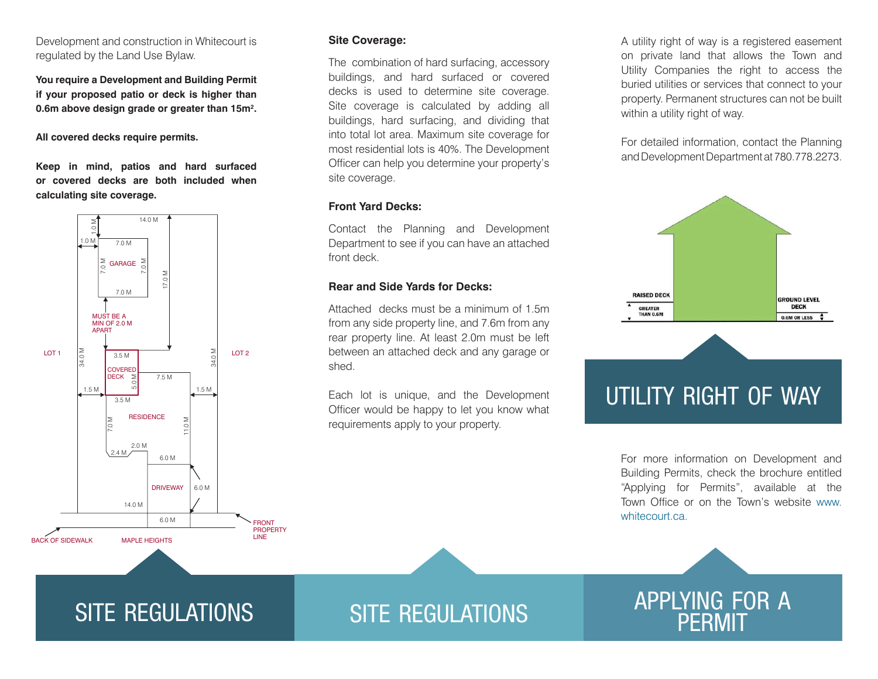Development and construction in Whitecourt is regulated by the Land Use Bylaw.

**You require a Development and Building Permit if your proposed patio or deck is higher than 0.6m above design grade or greater than 15m².**

**All covered decks require permits.**

**Keep in mind, patios and hard surfaced or covered decks are both included when calculating site coverage.**

14.0 M
1.0 M
1.0 M
7.0 M
GARAGE
7.0 M
7.0 M
7.0 M
17.0 M
MUST BE A MIN OF 2.0 M APART
LOT 1
34.0 M
3.5 M
COVERED DECK
5.0 M
34.0 M
LOT 2
7.5 M
1.5 M
1.5 M
3.5 M
7.0 M
RESIDENCE
11.0 M
2.0 M
2.4 M
6.0 M
DRIVEWAY
6.0 M
14.0 M
6.0 M
FRONT PROPERTY LINE
BACK OF SIDEWALK
MAPLE HEIGHTS

# SITE REGULATIONS

### Site Coverage:

The combination of hard surfacing, accessory buildings, and hard surfaced or covered decks is used to determine site coverage. Site coverage is calculated by adding all buildings, hard surfacing, and dividing that into total lot area. Maximum site coverage for most residential lots is 40%. The Development Officer can help you determine your property's site coverage.

### Front Yard Decks:

Contact the Planning and Development Department to see if you can have an attached front deck.

### Rear and Side Yards for Decks:

Attached decks must be a minimum of 1.5m from any side property line, and 7.6m from any rear property line. At least 2.0m must be left between an attached deck and any garage or shed.

Each lot is unique, and the Development Officer would be happy to let you know what requirements apply to your property.

# SITE REGULATIONS

A utility right of way is a registered easement on private land that allows the Town and Utility Companies the right to access the buried utilities or services that connect to your property. Permanent structures can not be built within a utility right of way.

For detailed information, contact the Planning and Development Department at 780.778.2273.

RAISED DECK
GREATER THAN 0.6M
GROUND LEVEL DECK
0.6M OR LESS

# UTILITY RIGHT OF WAY

For more information on Development and Building Permits, check the brochure entitled "Applying for Permits", available at the Town Office or on the Town's website www.whitecourt.ca.

# APPLYING FOR A PERMIT